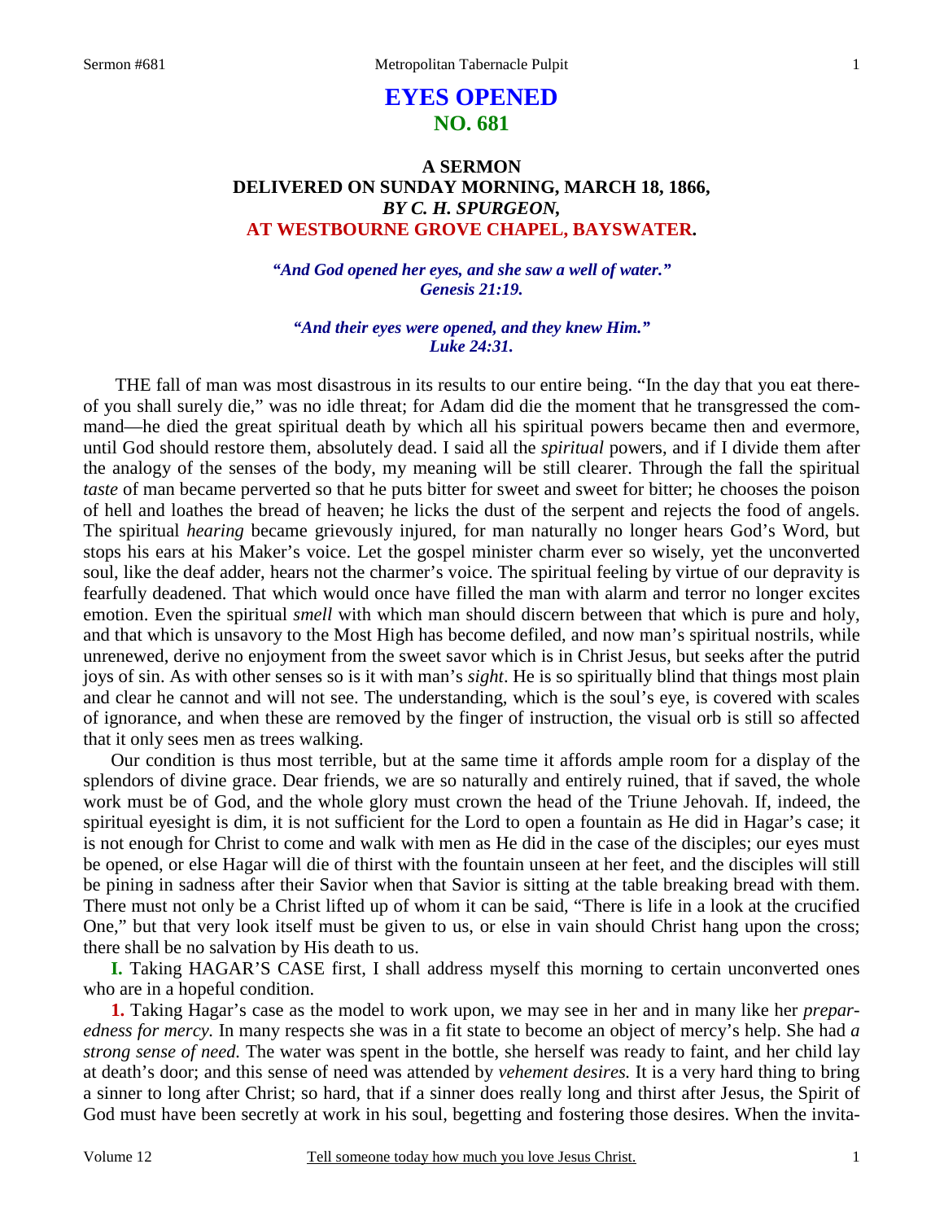# EYES OPENED
## NO. 681

### A SERMON
### DELIVERED ON SUNDAY MORNING, MARCH 18, 1866,
### *BY C. H. SPURGEON,*
### AT WESTBOURNE GROVE CHAPEL, BAYSWATER.

*"And God opened her eyes, and she saw a well of water." Genesis 21:19.*

*"And their eyes were opened, and they knew Him." Luke 24:31.*

THE fall of man was most disastrous in its results to our entire being. "In the day that you eat thereof you shall surely die," was no idle threat; for Adam did die the moment that he transgressed the command—he died the great spiritual death by which all his spiritual powers became then and evermore, until God should restore them, absolutely dead. I said all the *spiritual* powers, and if I divide them after the analogy of the senses of the body, my meaning will be still clearer. Through the fall the spiritual *taste* of man became perverted so that he puts bitter for sweet and sweet for bitter; he chooses the poison of hell and loathes the bread of heaven; he licks the dust of the serpent and rejects the food of angels. The spiritual *hearing* became grievously injured, for man naturally no longer hears God's Word, but stops his ears at his Maker's voice. Let the gospel minister charm ever so wisely, yet the unconverted soul, like the deaf adder, hears not the charmer's voice. The spiritual feeling by virtue of our depravity is fearfully deadened. That which would once have filled the man with alarm and terror no longer excites emotion. Even the spiritual *smell* with which man should discern between that which is pure and holy, and that which is unsavory to the Most High has become defiled, and now man's spiritual nostrils, while unrenewed, derive no enjoyment from the sweet savor which is in Christ Jesus, but seeks after the putrid joys of sin. As with other senses so is it with man's *sight*. He is so spiritually blind that things most plain and clear he cannot and will not see. The understanding, which is the soul's eye, is covered with scales of ignorance, and when these are removed by the finger of instruction, the visual orb is still so affected that it only sees men as trees walking.

Our condition is thus most terrible, but at the same time it affords ample room for a display of the splendors of divine grace. Dear friends, we are so naturally and entirely ruined, that if saved, the whole work must be of God, and the whole glory must crown the head of the Triune Jehovah. If, indeed, the spiritual eyesight is dim, it is not sufficient for the Lord to open a fountain as He did in Hagar's case; it is not enough for Christ to come and walk with men as He did in the case of the disciples; our eyes must be opened, or else Hagar will die of thirst with the fountain unseen at her feet, and the disciples will still be pining in sadness after their Savior when that Savior is sitting at the table breaking bread with them. There must not only be a Christ lifted up of whom it can be said, "There is life in a look at the crucified One," but that very look itself must be given to us, or else in vain should Christ hang upon the cross; there shall be no salvation by His death to us.

**I.** Taking HAGAR'S CASE first, I shall address myself this morning to certain unconverted ones who are in a hopeful condition.

**1.** Taking Hagar's case as the model to work upon, we may see in her and in many like her *preparedness for mercy.* In many respects she was in a fit state to become an object of mercy's help. She had *a strong sense of need.* The water was spent in the bottle, she herself was ready to faint, and her child lay at death's door; and this sense of need was attended by *vehement desires.* It is a very hard thing to bring a sinner to long after Christ; so hard, that if a sinner does really long and thirst after Jesus, the Spirit of God must have been secretly at work in his soul, begetting and fostering those desires. When the invita-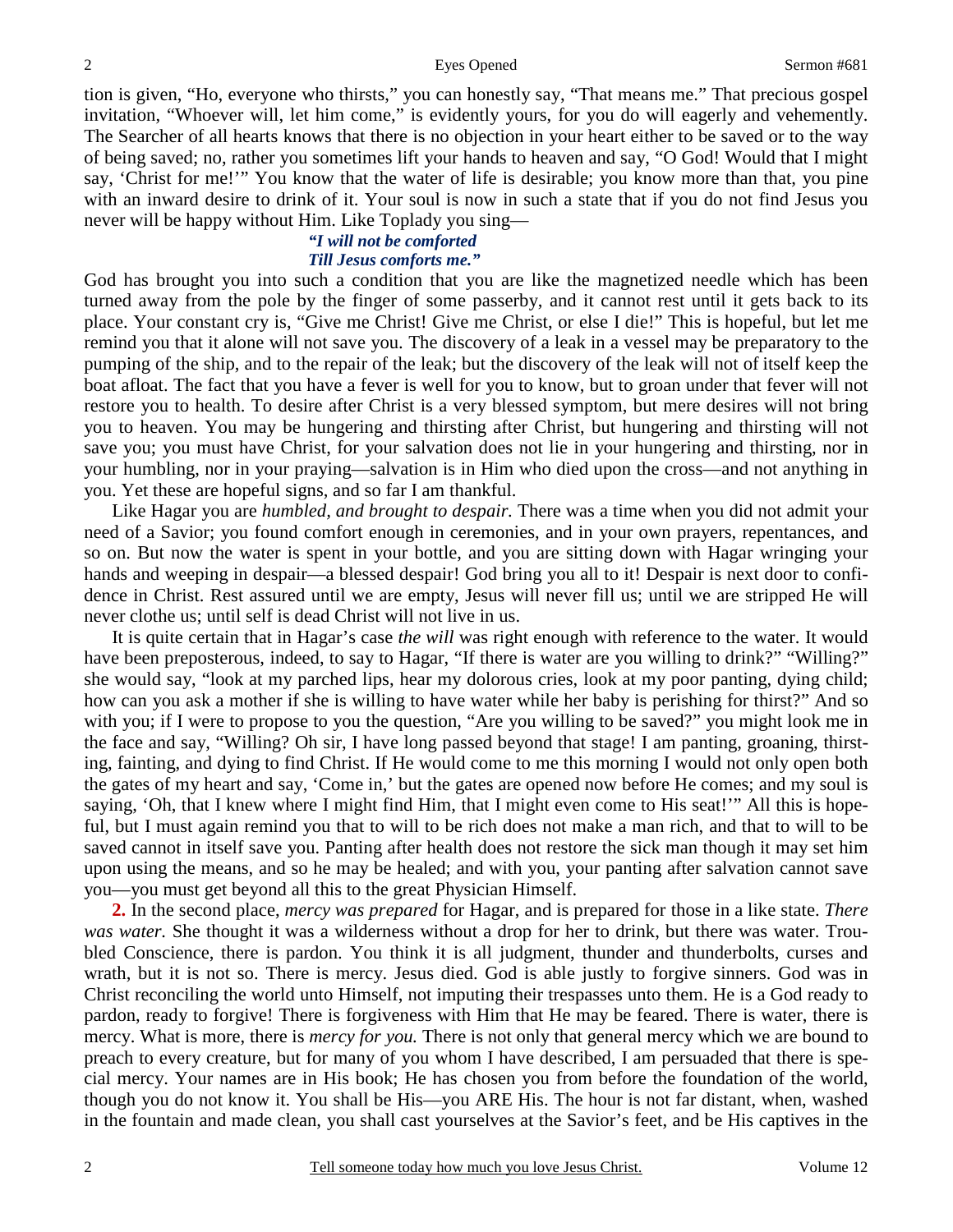tion is given, "Ho, everyone who thirsts," you can honestly say, "That means me." That precious gospel invitation, "Whoever will, let him come," is evidently yours, for you do will eagerly and vehemently. The Searcher of all hearts knows that there is no objection in your heart either to be saved or to the way of being saved; no, rather you sometimes lift your hands to heaven and say, "O God! Would that I might say, 'Christ for me!'" You know that the water of life is desirable; you know more than that, you pine with an inward desire to drink of it. Your soul is now in such a state that if you do not find Jesus you never will be happy without Him. Like Toplady you sing—

> ***"I will not be comforted***
> ***Till Jesus comforts me."***

God has brought you into such a condition that you are like the magnetized needle which has been turned away from the pole by the finger of some passerby, and it cannot rest until it gets back to its place. Your constant cry is, "Give me Christ! Give me Christ, or else I die!" This is hopeful, but let me remind you that it alone will not save you. The discovery of a leak in a vessel may be preparatory to the pumping of the ship, and to the repair of the leak; but the discovery of the leak will not of itself keep the boat afloat. The fact that you have a fever is well for you to know, but to groan under that fever will not restore you to health. To desire after Christ is a very blessed symptom, but mere desires will not bring you to heaven. You may be hungering and thirsting after Christ, but hungering and thirsting will not save you; you must have Christ, for your salvation does not lie in your hungering and thirsting, nor in your humbling, nor in your praying—salvation is in Him who died upon the cross—and not anything in you. Yet these are hopeful signs, and so far I am thankful.

Like Hagar you are *humbled, and brought to despair.* There was a time when you did not admit your need of a Savior; you found comfort enough in ceremonies, and in your own prayers, repentances, and so on. But now the water is spent in your bottle, and you are sitting down with Hagar wringing your hands and weeping in despair—a blessed despair! God bring you all to it! Despair is next door to confidence in Christ. Rest assured until we are empty, Jesus will never fill us; until we are stripped He will never clothe us; until self is dead Christ will not live in us.

It is quite certain that in Hagar's case *the will* was right enough with reference to the water. It would have been preposterous, indeed, to say to Hagar, "If there is water are you willing to drink?" "Willing?" she would say, "look at my parched lips, hear my dolorous cries, look at my poor panting, dying child; how can you ask a mother if she is willing to have water while her baby is perishing for thirst?" And so with you; if I were to propose to you the question, "Are you willing to be saved?" you might look me in the face and say, "Willing? Oh sir, I have long passed beyond that stage! I am panting, groaning, thirsting, fainting, and dying to find Christ. If He would come to me this morning I would not only open both the gates of my heart and say, 'Come in,' but the gates are opened now before He comes; and my soul is saying, 'Oh, that I knew where I might find Him, that I might even come to His seat!'" All this is hopeful, but I must again remind you that to will to be rich does not make a man rich, and that to will to be saved cannot in itself save you. Panting after health does not restore the sick man though it may set him upon using the means, and so he may be healed; and with you, your panting after salvation cannot save you—you must get beyond all this to the great Physician Himself.

**2.** In the second place, *mercy was prepared* for Hagar, and is prepared for those in a like state. *There was water.* She thought it was a wilderness without a drop for her to drink, but there was water. Troubled Conscience, there is pardon. You think it is all judgment, thunder and thunderbolts, curses and wrath, but it is not so. There is mercy. Jesus died. God is able justly to forgive sinners. God was in Christ reconciling the world unto Himself, not imputing their trespasses unto them. He is a God ready to pardon, ready to forgive! There is forgiveness with Him that He may be feared. There is water, there is mercy. What is more, there is *mercy for you.* There is not only that general mercy which we are bound to preach to every creature, but for many of you whom I have described, I am persuaded that there is special mercy. Your names are in His book; He has chosen you from before the foundation of the world, though you do not know it. You shall be His—you ARE His. The hour is not far distant, when, washed in the fountain and made clean, you shall cast yourselves at the Savior's feet, and be His captives in the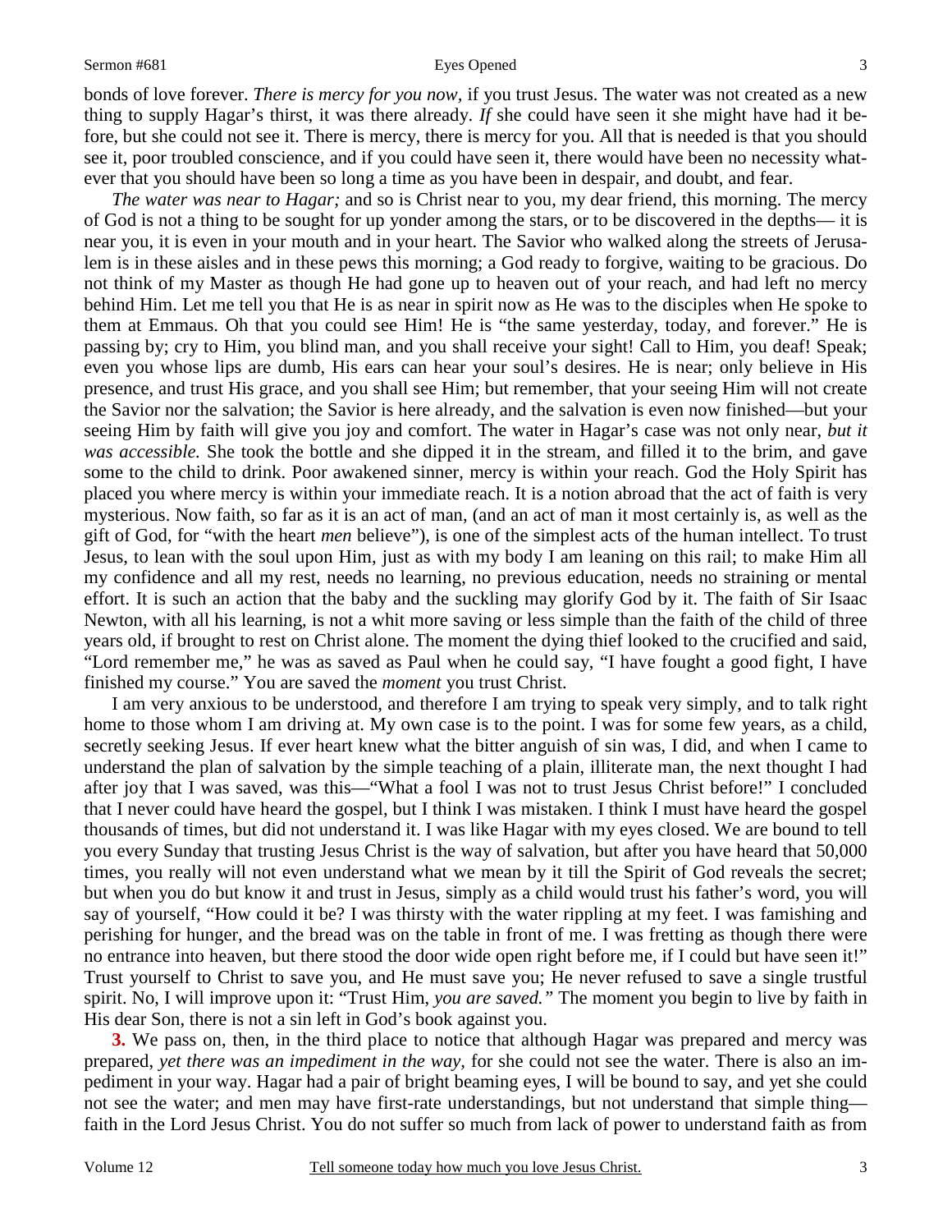bonds of love forever. *There is mercy for you now,* if you trust Jesus. The water was not created as a new thing to supply Hagar's thirst, it was there already. *If* she could have seen it she might have had it before, but she could not see it. There is mercy, there is mercy for you. All that is needed is that you should see it, poor troubled conscience, and if you could have seen it, there would have been no necessity whatever that you should have been so long a time as you have been in despair, and doubt, and fear.

*The water was near to Hagar;* and so is Christ near to you, my dear friend, this morning. The mercy of God is not a thing to be sought for up yonder among the stars, or to be discovered in the depths— it is near you, it is even in your mouth and in your heart. The Savior who walked along the streets of Jerusalem is in these aisles and in these pews this morning; a God ready to forgive, waiting to be gracious. Do not think of my Master as though He had gone up to heaven out of your reach, and had left no mercy behind Him. Let me tell you that He is as near in spirit now as He was to the disciples when He spoke to them at Emmaus. Oh that you could see Him! He is "the same yesterday, today, and forever." He is passing by; cry to Him, you blind man, and you shall receive your sight! Call to Him, you deaf! Speak; even you whose lips are dumb, His ears can hear your soul's desires. He is near; only believe in His presence, and trust His grace, and you shall see Him; but remember, that your seeing Him will not create the Savior nor the salvation; the Savior is here already, and the salvation is even now finished—but your seeing Him by faith will give you joy and comfort. The water in Hagar's case was not only near, *but it was accessible.* She took the bottle and she dipped it in the stream, and filled it to the brim, and gave some to the child to drink. Poor awakened sinner, mercy is within your reach. God the Holy Spirit has placed you where mercy is within your immediate reach. It is a notion abroad that the act of faith is very mysterious. Now faith, so far as it is an act of man, (and an act of man it most certainly is, as well as the gift of God, for "with the heart *men* believe"), is one of the simplest acts of the human intellect. To trust Jesus, to lean with the soul upon Him, just as with my body I am leaning on this rail; to make Him all my confidence and all my rest, needs no learning, no previous education, needs no straining or mental effort. It is such an action that the baby and the suckling may glorify God by it. The faith of Sir Isaac Newton, with all his learning, is not a whit more saving or less simple than the faith of the child of three years old, if brought to rest on Christ alone. The moment the dying thief looked to the crucified and said, "Lord remember me," he was as saved as Paul when he could say, "I have fought a good fight, I have finished my course." You are saved the *moment* you trust Christ.

I am very anxious to be understood, and therefore I am trying to speak very simply, and to talk right home to those whom I am driving at. My own case is to the point. I was for some few years, as a child, secretly seeking Jesus. If ever heart knew what the bitter anguish of sin was, I did, and when I came to understand the plan of salvation by the simple teaching of a plain, illiterate man, the next thought I had after joy that I was saved, was this—"What a fool I was not to trust Jesus Christ before!" I concluded that I never could have heard the gospel, but I think I was mistaken. I think I must have heard the gospel thousands of times, but did not understand it. I was like Hagar with my eyes closed. We are bound to tell you every Sunday that trusting Jesus Christ is the way of salvation, but after you have heard that 50,000 times, you really will not even understand what we mean by it till the Spirit of God reveals the secret; but when you do but know it and trust in Jesus, simply as a child would trust his father's word, you will say of yourself, "How could it be? I was thirsty with the water rippling at my feet. I was famishing and perishing for hunger, and the bread was on the table in front of me. I was fretting as though there were no entrance into heaven, but there stood the door wide open right before me, if I could but have seen it!" Trust yourself to Christ to save you, and He must save you; He never refused to save a single trustful spirit. No, I will improve upon it: "Trust Him, *you are saved."* The moment you begin to live by faith in His dear Son, there is not a sin left in God's book against you.

**3.** We pass on, then, in the third place to notice that although Hagar was prepared and mercy was prepared, *yet there was an impediment in the way,* for she could not see the water. There is also an impediment in your way. Hagar had a pair of bright beaming eyes, I will be bound to say, and yet she could not see the water; and men may have first-rate understandings, but not understand that simple thing—faith in the Lord Jesus Christ. You do not suffer so much from lack of power to understand faith as from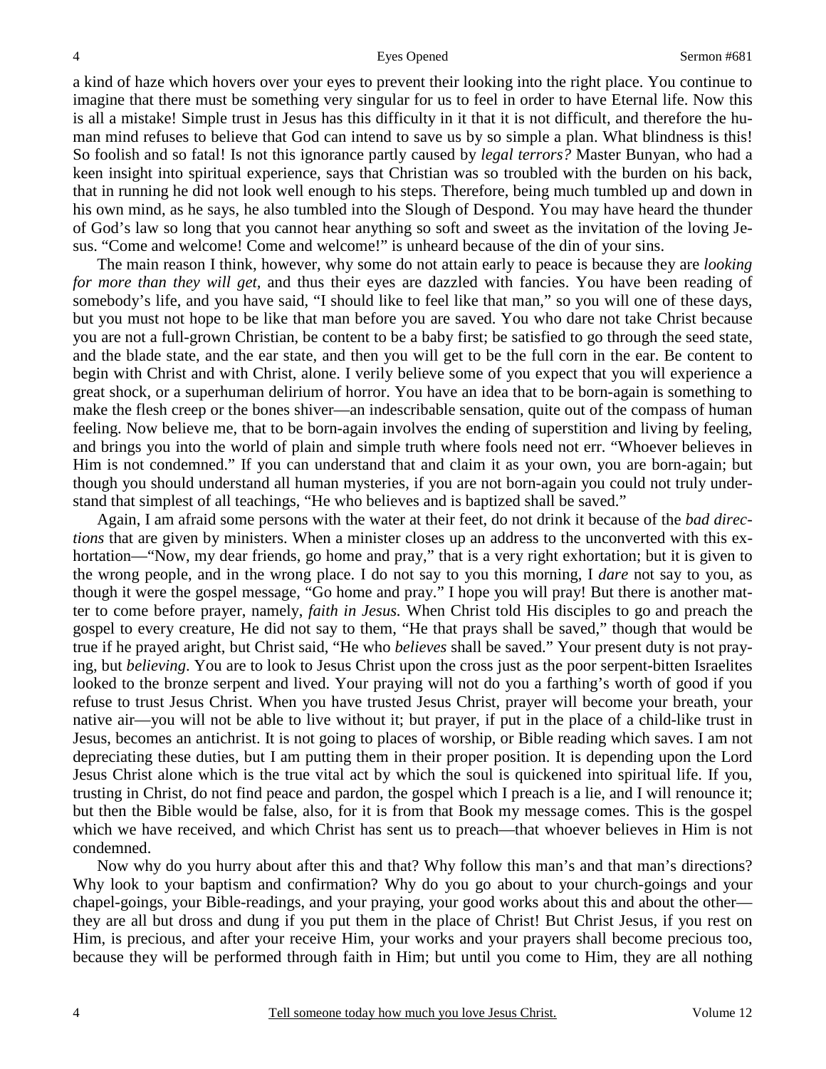a kind of haze which hovers over your eyes to prevent their looking into the right place. You continue to imagine that there must be something very singular for us to feel in order to have Eternal life. Now this is all a mistake! Simple trust in Jesus has this difficulty in it that it is not difficult, and therefore the human mind refuses to believe that God can intend to save us by so simple a plan. What blindness is this! So foolish and so fatal! Is not this ignorance partly caused by *legal terrors?* Master Bunyan, who had a keen insight into spiritual experience, says that Christian was so troubled with the burden on his back, that in running he did not look well enough to his steps. Therefore, being much tumbled up and down in his own mind, as he says, he also tumbled into the Slough of Despond. You may have heard the thunder of God's law so long that you cannot hear anything so soft and sweet as the invitation of the loving Jesus. "Come and welcome! Come and welcome!" is unheard because of the din of your sins.

The main reason I think, however, why some do not attain early to peace is because they are *looking for more than they will get,* and thus their eyes are dazzled with fancies. You have been reading of somebody's life, and you have said, "I should like to feel like that man," so you will one of these days, but you must not hope to be like that man before you are saved. You who dare not take Christ because you are not a full-grown Christian, be content to be a baby first; be satisfied to go through the seed state, and the blade state, and the ear state, and then you will get to be the full corn in the ear. Be content to begin with Christ and with Christ, alone. I verily believe some of you expect that you will experience a great shock, or a superhuman delirium of horror. You have an idea that to be born-again is something to make the flesh creep or the bones shiver—an indescribable sensation, quite out of the compass of human feeling. Now believe me, that to be born-again involves the ending of superstition and living by feeling, and brings you into the world of plain and simple truth where fools need not err. "Whoever believes in Him is not condemned." If you can understand that and claim it as your own, you are born-again; but though you should understand all human mysteries, if you are not born-again you could not truly understand that simplest of all teachings, "He who believes and is baptized shall be saved."

Again, I am afraid some persons with the water at their feet, do not drink it because of the *bad directions* that are given by ministers. When a minister closes up an address to the unconverted with this exhortation—"Now, my dear friends, go home and pray," that is a very right exhortation; but it is given to the wrong people, and in the wrong place. I do not say to you this morning, I *dare* not say to you, as though it were the gospel message, "Go home and pray." I hope you will pray! But there is another matter to come before prayer, namely, *faith in Jesus.* When Christ told His disciples to go and preach the gospel to every creature, He did not say to them, "He that prays shall be saved," though that would be true if he prayed aright, but Christ said, "He who *believes* shall be saved." Your present duty is not praying, but *believing*. You are to look to Jesus Christ upon the cross just as the poor serpent-bitten Israelites looked to the bronze serpent and lived. Your praying will not do you a farthing's worth of good if you refuse to trust Jesus Christ. When you have trusted Jesus Christ, prayer will become your breath, your native air—you will not be able to live without it; but prayer, if put in the place of a child-like trust in Jesus, becomes an antichrist. It is not going to places of worship, or Bible reading which saves. I am not depreciating these duties, but I am putting them in their proper position. It is depending upon the Lord Jesus Christ alone which is the true vital act by which the soul is quickened into spiritual life. If you, trusting in Christ, do not find peace and pardon, the gospel which I preach is a lie, and I will renounce it; but then the Bible would be false, also, for it is from that Book my message comes. This is the gospel which we have received, and which Christ has sent us to preach—that whoever believes in Him is not condemned.

Now why do you hurry about after this and that? Why follow this man's and that man's directions? Why look to your baptism and confirmation? Why do you go about to your church-goings and your chapel-goings, your Bible-readings, and your praying, your good works about this and about the other—they are all but dross and dung if you put them in the place of Christ! But Christ Jesus, if you rest on Him, is precious, and after your receive Him, your works and your prayers shall become precious too, because they will be performed through faith in Him; but until you come to Him, they are all nothing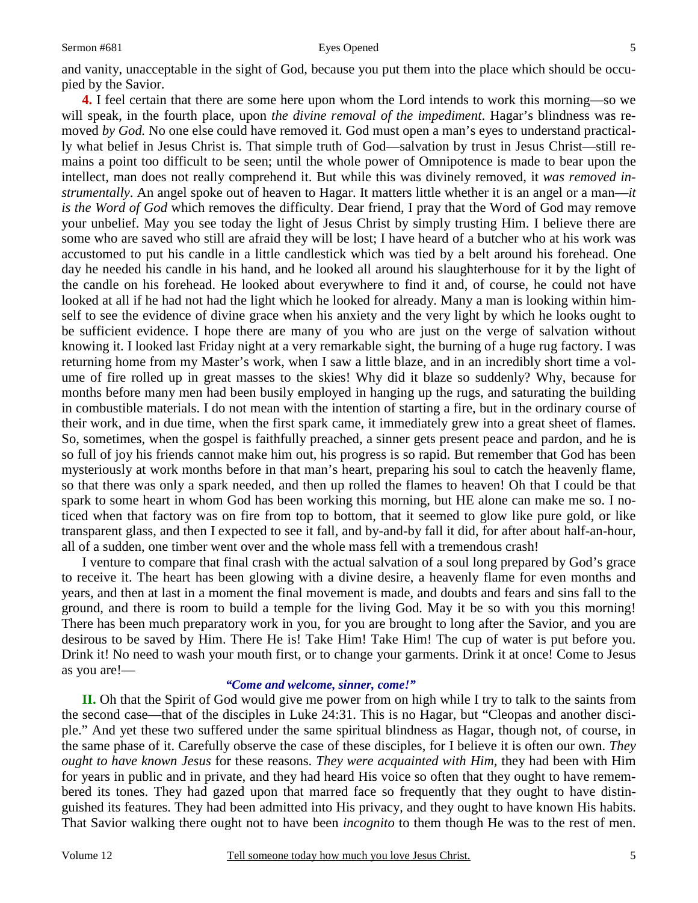and vanity, unacceptable in the sight of God, because you put them into the place which should be occupied by the Savior.

**4.** I feel certain that there are some here upon whom the Lord intends to work this morning—so we will speak, in the fourth place, upon *the divine removal of the impediment*. Hagar's blindness was removed *by God.* No one else could have removed it. God must open a man's eyes to understand practically what belief in Jesus Christ is. That simple truth of God—salvation by trust in Jesus Christ—still remains a point too difficult to be seen; until the whole power of Omnipotence is made to bear upon the intellect, man does not really comprehend it. But while this was divinely removed, it *was removed instrumentally*. An angel spoke out of heaven to Hagar. It matters little whether it is an angel or a man—*it is the Word of God* which removes the difficulty. Dear friend, I pray that the Word of God may remove your unbelief. May you see today the light of Jesus Christ by simply trusting Him. I believe there are some who are saved who still are afraid they will be lost; I have heard of a butcher who at his work was accustomed to put his candle in a little candlestick which was tied by a belt around his forehead. One day he needed his candle in his hand, and he looked all around his slaughterhouse for it by the light of the candle on his forehead. He looked about everywhere to find it and, of course, he could not have looked at all if he had not had the light which he looked for already. Many a man is looking within himself to see the evidence of divine grace when his anxiety and the very light by which he looks ought to be sufficient evidence. I hope there are many of you who are just on the verge of salvation without knowing it. I looked last Friday night at a very remarkable sight, the burning of a huge rug factory. I was returning home from my Master's work, when I saw a little blaze, and in an incredibly short time a volume of fire rolled up in great masses to the skies! Why did it blaze so suddenly? Why, because for months before many men had been busily employed in hanging up the rugs, and saturating the building in combustible materials. I do not mean with the intention of starting a fire, but in the ordinary course of their work, and in due time, when the first spark came, it immediately grew into a great sheet of flames. So, sometimes, when the gospel is faithfully preached, a sinner gets present peace and pardon, and he is so full of joy his friends cannot make him out, his progress is so rapid. But remember that God has been mysteriously at work months before in that man's heart, preparing his soul to catch the heavenly flame, so that there was only a spark needed, and then up rolled the flames to heaven! Oh that I could be that spark to some heart in whom God has been working this morning, but HE alone can make me so. I noticed when that factory was on fire from top to bottom, that it seemed to glow like pure gold, or like transparent glass, and then I expected to see it fall, and by-and-by fall it did, for after about half-an-hour, all of a sudden, one timber went over and the whole mass fell with a tremendous crash!

I venture to compare that final crash with the actual salvation of a soul long prepared by God's grace to receive it. The heart has been glowing with a divine desire, a heavenly flame for even months and years, and then at last in a moment the final movement is made, and doubts and fears and sins fall to the ground, and there is room to build a temple for the living God. May it be so with you this morning! There has been much preparatory work in you, for you are brought to long after the Savior, and you are desirous to be saved by Him. There He is! Take Him! Take Him! The cup of water is put before you. Drink it! No need to wash your mouth first, or to change your garments. Drink it at once! Come to Jesus as you are!—

*"Come and welcome, sinner, come!"*

**II.** Oh that the Spirit of God would give me power from on high while I try to talk to the saints from the second case—that of the disciples in Luke 24:31. This is no Hagar, but "Cleopas and another disciple." And yet these two suffered under the same spiritual blindness as Hagar, though not, of course, in the same phase of it. Carefully observe the case of these disciples, for I believe it is often our own. *They ought to have known Jesus* for these reasons. *They were acquainted with Him,* they had been with Him for years in public and in private, and they had heard His voice so often that they ought to have remembered its tones. They had gazed upon that marred face so frequently that they ought to have distinguished its features. They had been admitted into His privacy, and they ought to have known His habits. That Savior walking there ought not to have been *incognito* to them though He was to the rest of men.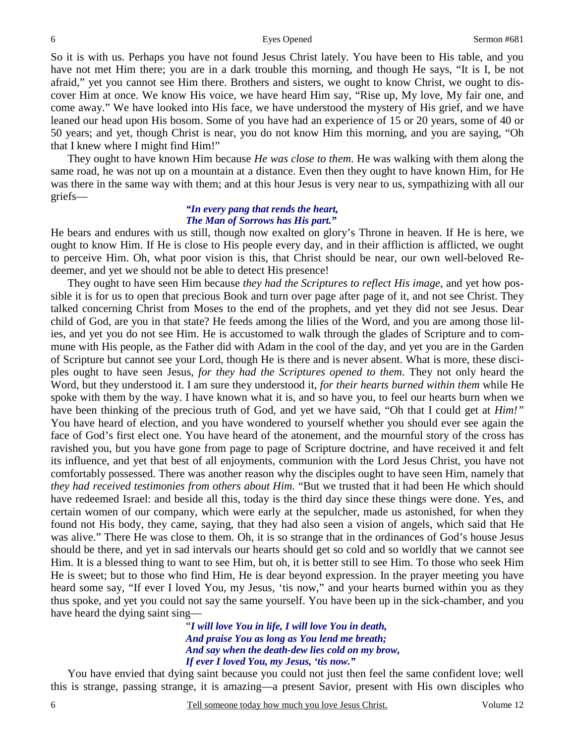So it is with us. Perhaps you have not found Jesus Christ lately. You have been to His table, and you have not met Him there; you are in a dark trouble this morning, and though He says, "It is I, be not afraid," yet you cannot see Him there. Brothers and sisters, we ought to know Christ, we ought to discover Him at once. We know His voice, we have heard Him say, "Rise up, My love, My fair one, and come away." We have looked into His face, we have understood the mystery of His grief, and we have leaned our head upon His bosom. Some of you have had an experience of 15 or 20 years, some of 40 or 50 years; and yet, though Christ is near, you do not know Him this morning, and you are saying, "Oh that I knew where I might find Him!"

They ought to have known Him because *He was close to them*. He was walking with them along the same road, he was not up on a mountain at a distance. Even then they ought to have known Him, for He was there in the same way with them; and at this hour Jesus is very near to us, sympathizing with all our griefs—

> ***"In every pang that rends the heart,***
> ***The Man of Sorrows has His part."***

He bears and endures with us still, though now exalted on glory's Throne in heaven. If He is here, we ought to know Him. If He is close to His people every day, and in their affliction is afflicted, we ought to perceive Him. Oh, what poor vision is this, that Christ should be near, our own well-beloved Redeemer, and yet we should not be able to detect His presence!

They ought to have seen Him because *they had the Scriptures to reflect His image*, and yet how possible it is for us to open that precious Book and turn over page after page of it, and not see Christ. They talked concerning Christ from Moses to the end of the prophets, and yet they did not see Jesus. Dear child of God, are you in that state? He feeds among the lilies of the Word, and you are among those lilies, and yet you do not see Him. He is accustomed to walk through the glades of Scripture and to commune with His people, as the Father did with Adam in the cool of the day, and yet you are in the Garden of Scripture but cannot see your Lord, though He is there and is never absent. What is more, these disciples ought to have seen Jesus, *for they had the Scriptures opened to them*. They not only heard the Word, but they understood it. I am sure they understood it, *for their hearts burned within them* while He spoke with them by the way. I have known what it is, and so have you, to feel our hearts burn when we have been thinking of the precious truth of God, and yet we have said, "Oh that I could get at *Him!"* You have heard of election, and you have wondered to yourself whether you should ever see again the face of God's first elect one. You have heard of the atonement, and the mournful story of the cross has ravished you, but you have gone from page to page of Scripture doctrine, and have received it and felt its influence, and yet that best of all enjoyments, communion with the Lord Jesus Christ, you have not comfortably possessed. There was another reason why the disciples ought to have seen Him, namely that *they had received testimonies from others about Him.* "But we trusted that it had been He which should have redeemed Israel: and beside all this, today is the third day since these things were done. Yes, and certain women of our company, which were early at the sepulcher, made us astonished, for when they found not His body, they came, saying, that they had also seen a vision of angels, which said that He was alive." There He was close to them. Oh, it is so strange that in the ordinances of God's house Jesus should be there, and yet in sad intervals our hearts should get so cold and so worldly that we cannot see Him. It is a blessed thing to want to see Him, but oh, it is better still to see Him. To those who seek Him He is sweet; but to those who find Him, He is dear beyond expression. In the prayer meeting you have heard some say, "If ever I loved You, my Jesus, 'tis now," and your hearts burned within you as they thus spoke, and yet you could not say the same yourself. You have been up in the sick-chamber, and you have heard the dying saint sing—

> ***"I will love You in life, I will love You in death,***
> ***And praise You as long as You lend me breath;***
> ***And say when the death-dew lies cold on my brow,***
> ***If ever I loved You, my Jesus, 'tis now."***

You have envied that dying saint because you could not just then feel the same confident love; well this is strange, passing strange, it is amazing—a present Savior, present with His own disciples who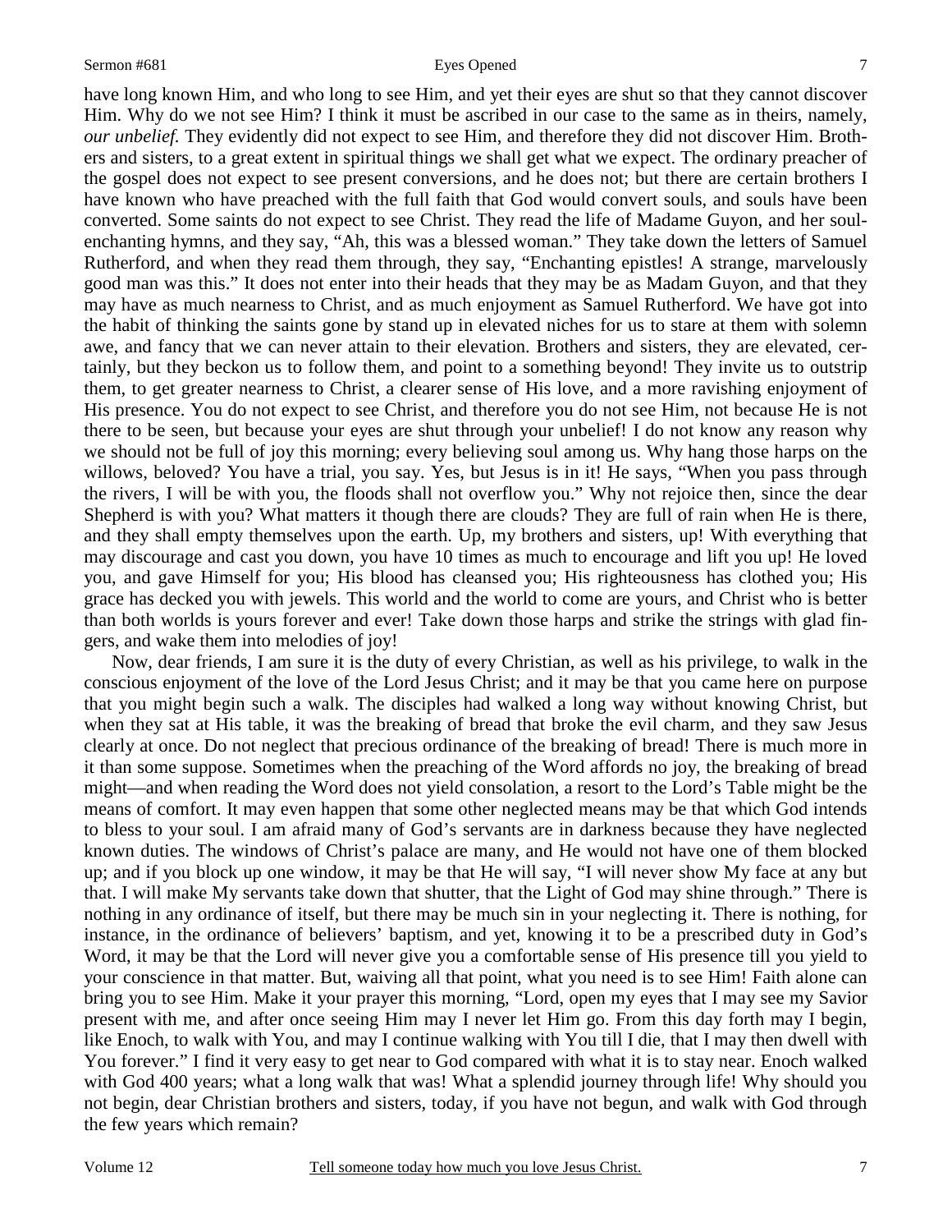have long known Him, and who long to see Him, and yet their eyes are shut so that they cannot discover Him. Why do we not see Him? I think it must be ascribed in our case to the same as in theirs, namely, *our unbelief.* They evidently did not expect to see Him, and therefore they did not discover Him. Brothers and sisters, to a great extent in spiritual things we shall get what we expect. The ordinary preacher of the gospel does not expect to see present conversions, and he does not; but there are certain brothers I have known who have preached with the full faith that God would convert souls, and souls have been converted. Some saints do not expect to see Christ. They read the life of Madame Guyon, and her soul-enchanting hymns, and they say, "Ah, this was a blessed woman." They take down the letters of Samuel Rutherford, and when they read them through, they say, "Enchanting epistles! A strange, marvelously good man was this." It does not enter into their heads that they may be as Madam Guyon, and that they may have as much nearness to Christ, and as much enjoyment as Samuel Rutherford. We have got into the habit of thinking the saints gone by stand up in elevated niches for us to stare at them with solemn awe, and fancy that we can never attain to their elevation. Brothers and sisters, they are elevated, certainly, but they beckon us to follow them, and point to a something beyond! They invite us to outstrip them, to get greater nearness to Christ, a clearer sense of His love, and a more ravishing enjoyment of His presence. You do not expect to see Christ, and therefore you do not see Him, not because He is not there to be seen, but because your eyes are shut through your unbelief! I do not know any reason why we should not be full of joy this morning; every believing soul among us. Why hang those harps on the willows, beloved? You have a trial, you say. Yes, but Jesus is in it! He says, "When you pass through the rivers, I will be with you, the floods shall not overflow you." Why not rejoice then, since the dear Shepherd is with you? What matters it though there are clouds? They are full of rain when He is there, and they shall empty themselves upon the earth. Up, my brothers and sisters, up! With everything that may discourage and cast you down, you have 10 times as much to encourage and lift you up! He loved you, and gave Himself for you; His blood has cleansed you; His righteousness has clothed you; His grace has decked you with jewels. This world and the world to come are yours, and Christ who is better than both worlds is yours forever and ever! Take down those harps and strike the strings with glad fingers, and wake them into melodies of joy!

Now, dear friends, I am sure it is the duty of every Christian, as well as his privilege, to walk in the conscious enjoyment of the love of the Lord Jesus Christ; and it may be that you came here on purpose that you might begin such a walk. The disciples had walked a long way without knowing Christ, but when they sat at His table, it was the breaking of bread that broke the evil charm, and they saw Jesus clearly at once. Do not neglect that precious ordinance of the breaking of bread! There is much more in it than some suppose. Sometimes when the preaching of the Word affords no joy, the breaking of bread might—and when reading the Word does not yield consolation, a resort to the Lord's Table might be the means of comfort. It may even happen that some other neglected means may be that which God intends to bless to your soul. I am afraid many of God's servants are in darkness because they have neglected known duties. The windows of Christ's palace are many, and He would not have one of them blocked up; and if you block up one window, it may be that He will say, "I will never show My face at any but that. I will make My servants take down that shutter, that the Light of God may shine through." There is nothing in any ordinance of itself, but there may be much sin in your neglecting it. There is nothing, for instance, in the ordinance of believers' baptism, and yet, knowing it to be a prescribed duty in God's Word, it may be that the Lord will never give you a comfortable sense of His presence till you yield to your conscience in that matter. But, waiving all that point, what you need is to see Him! Faith alone can bring you to see Him. Make it your prayer this morning, "Lord, open my eyes that I may see my Savior present with me, and after once seeing Him may I never let Him go. From this day forth may I begin, like Enoch, to walk with You, and may I continue walking with You till I die, that I may then dwell with You forever." I find it very easy to get near to God compared with what it is to stay near. Enoch walked with God 400 years; what a long walk that was! What a splendid journey through life! Why should you not begin, dear Christian brothers and sisters, today, if you have not begun, and walk with God through the few years which remain?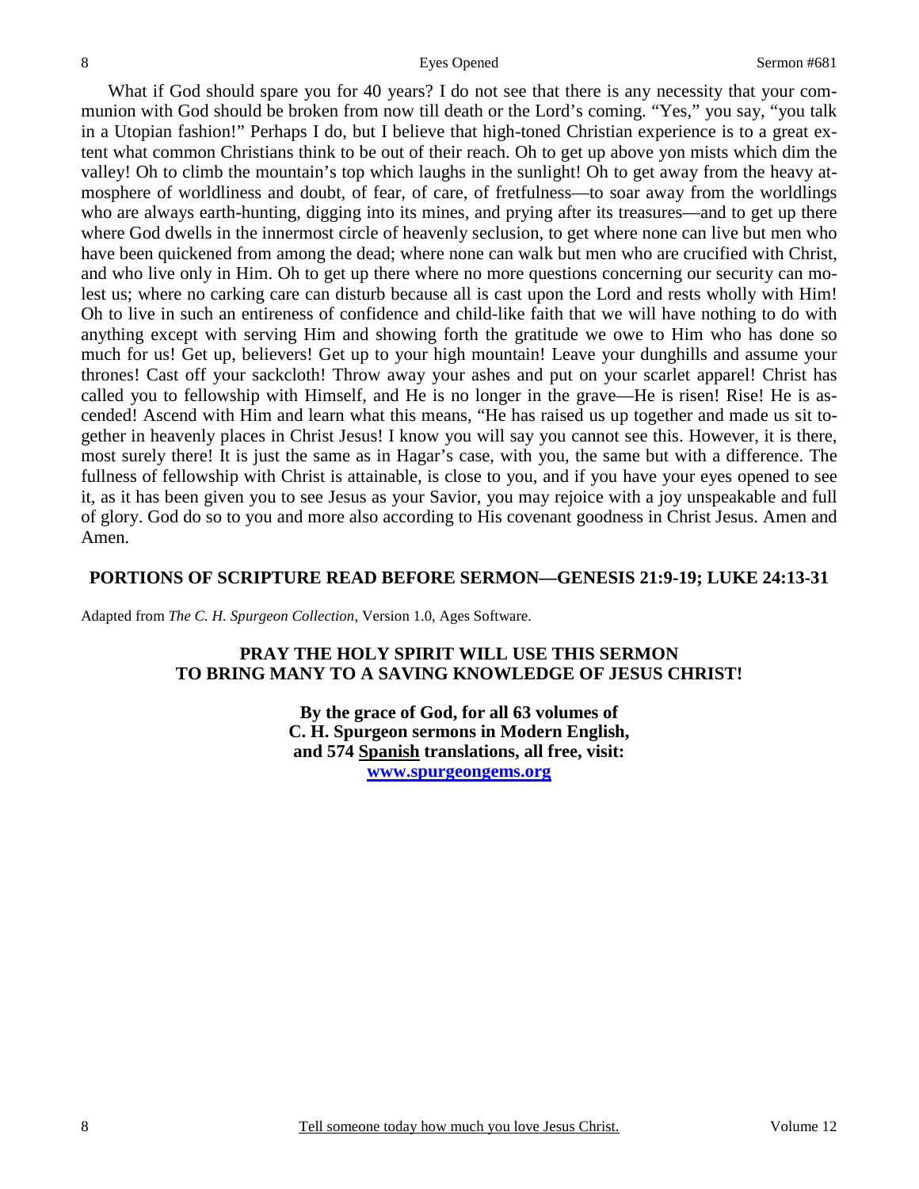What if God should spare you for 40 years? I do not see that there is any necessity that your communion with God should be broken from now till death or the Lord's coming. "Yes," you say, "you talk in a Utopian fashion!" Perhaps I do, but I believe that high-toned Christian experience is to a great extent what common Christians think to be out of their reach. Oh to get up above yon mists which dim the valley! Oh to climb the mountain's top which laughs in the sunlight! Oh to get away from the heavy atmosphere of worldliness and doubt, of fear, of care, of fretfulness—to soar away from the worldlings who are always earth-hunting, digging into its mines, and prying after its treasures—and to get up there where God dwells in the innermost circle of heavenly seclusion, to get where none can live but men who have been quickened from among the dead; where none can walk but men who are crucified with Christ, and who live only in Him. Oh to get up there where no more questions concerning our security can molest us; where no carking care can disturb because all is cast upon the Lord and rests wholly with Him! Oh to live in such an entireness of confidence and child-like faith that we will have nothing to do with anything except with serving Him and showing forth the gratitude we owe to Him who has done so much for us! Get up, believers! Get up to your high mountain! Leave your dunghills and assume your thrones! Cast off your sackcloth! Throw away your ashes and put on your scarlet apparel! Christ has called you to fellowship with Himself, and He is no longer in the grave—He is risen! Rise! He is ascended! Ascend with Him and learn what this means, "He has raised us up together and made us sit together in heavenly places in Christ Jesus! I know you will say you cannot see this. However, it is there, most surely there! It is just the same as in Hagar's case, with you, the same but with a difference. The fullness of fellowship with Christ is attainable, is close to you, and if you have your eyes opened to see it, as it has been given you to see Jesus as your Savior, you may rejoice with a joy unspeakable and full of glory. God do so to you and more also according to His covenant goodness in Christ Jesus. Amen and Amen.

**PORTIONS OF SCRIPTURE READ BEFORE SERMON—GENESIS 21:9-19; LUKE 24:13-31**

Adapted from *The C. H. Spurgeon Collection*, Version 1.0, Ages Software.

**PRAY THE HOLY SPIRIT WILL USE THIS SERMON TO BRING MANY TO A SAVING KNOWLEDGE OF JESUS CHRIST!**

**By the grace of God, for all 63 volumes of C. H. Spurgeon sermons in Modern English, and 574 Spanish translations, all free, visit: www.spurgeongems.org**